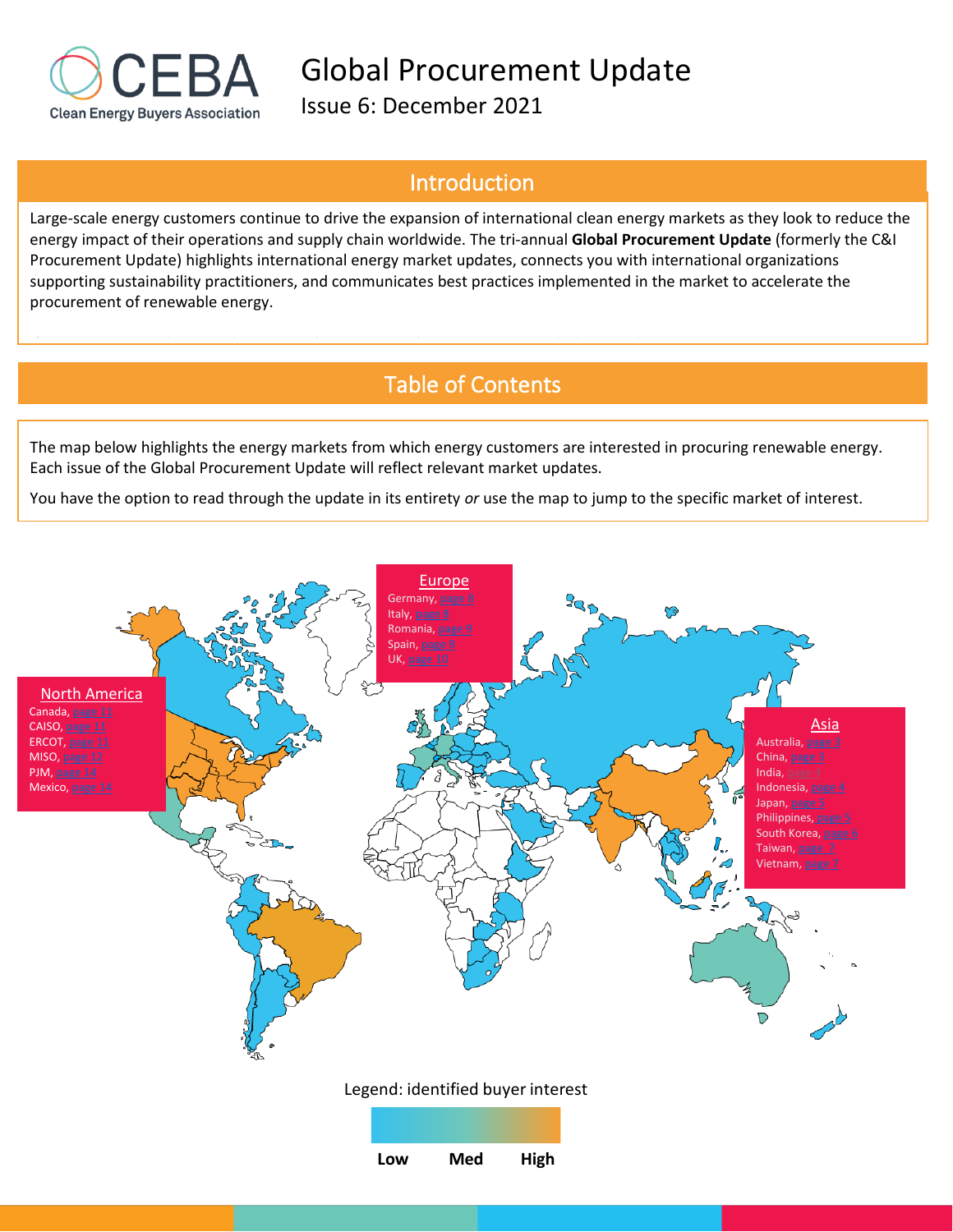# Global Procurement Update

Issue 6: December 2021

## Introduction

Large-scale energy customers continue to drive the expansion of international clean energy markets as they look to reduce the energy impact of their operations and supply chain worldwide. The tri-annual **Global Procurement Update** (formerly the C&I Procurement Update) highlights international energy market updates, connects you with international organizations supporting sustainability practitioners, and communicates best practices implemented in the market to accelerate the procurement of renewable energy.

## Table of Contents

The map below highlights the energy markets from which energy customers are interested in procuring renewable energy. Each issue of the Global Procurement Update will reflect relevant market updates.

You have the option to read through the update in its entirety *or* use the map to jump to the specific market of interest.

**Europe**
- Germany, page 8
- Italy, page 8
- Romania, page 9
- Spain, page 9
- UK, page 10

**North America**
- Canada, page 11
- CAISO, page 11
- ERCOT, page 11
- MISO, page 12
- PJM, page 14
- Mexico, page 14

**Asia**
- Australia, page 3
- China, page 3
- India, page 4
- Indonesia, page 4
- Japan, page 5
- Philippines, page 5
- South Korea, page 6
- Taiwan, page 7
- Vietnam, page 7

Legend: identified buyer interest

Low | Med | High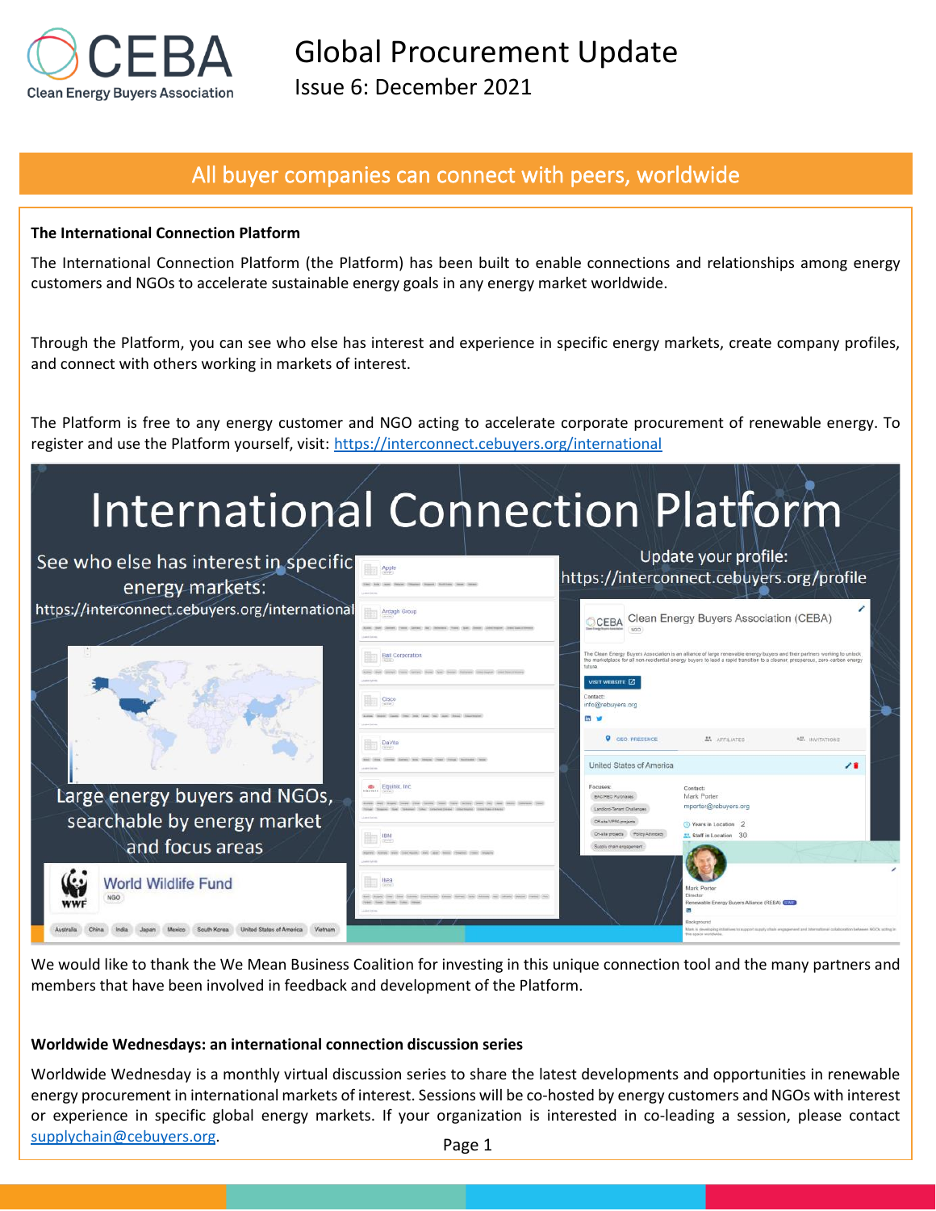# Global Procurement Update

Issue 6: December 2021

## All buyer companies can connect with peers, worldwide

**The International Connection Platform**

The International Connection Platform (the Platform) has been built to enable connections and relationships among energy customers and NGOs to accelerate sustainable energy goals in any energy market worldwide.

Through the Platform, you can see who else has interest and experience in specific energy markets, create company profiles, and connect with others working in markets of interest.

The Platform is free to any energy customer and NGO acting to accelerate corporate procurement of renewable energy. To register and use the Platform yourself, visit: https://interconnect.cebuyers.org/international

International Connection Platform

See who else has interest in specific energy markets: https://interconnect.cebuyers.org/international

Large energy buyers and NGOs, searchable by energy market and focus areas

Update your profile: https://interconnect.cebuyers.org/profile

We would like to thank the We Mean Business Coalition for investing in this unique connection tool and the many partners and members that have been involved in feedback and development of the Platform.

**Worldwide Wednesdays: an international connection discussion series**

Worldwide Wednesday is a monthly virtual discussion series to share the latest developments and opportunities in renewable energy procurement in international markets of interest. Sessions will be co-hosted by energy customers and NGOs with interest or experience in specific global energy markets. If your organization is interested in co-leading a session, please contact supplychain@cebuyers.org.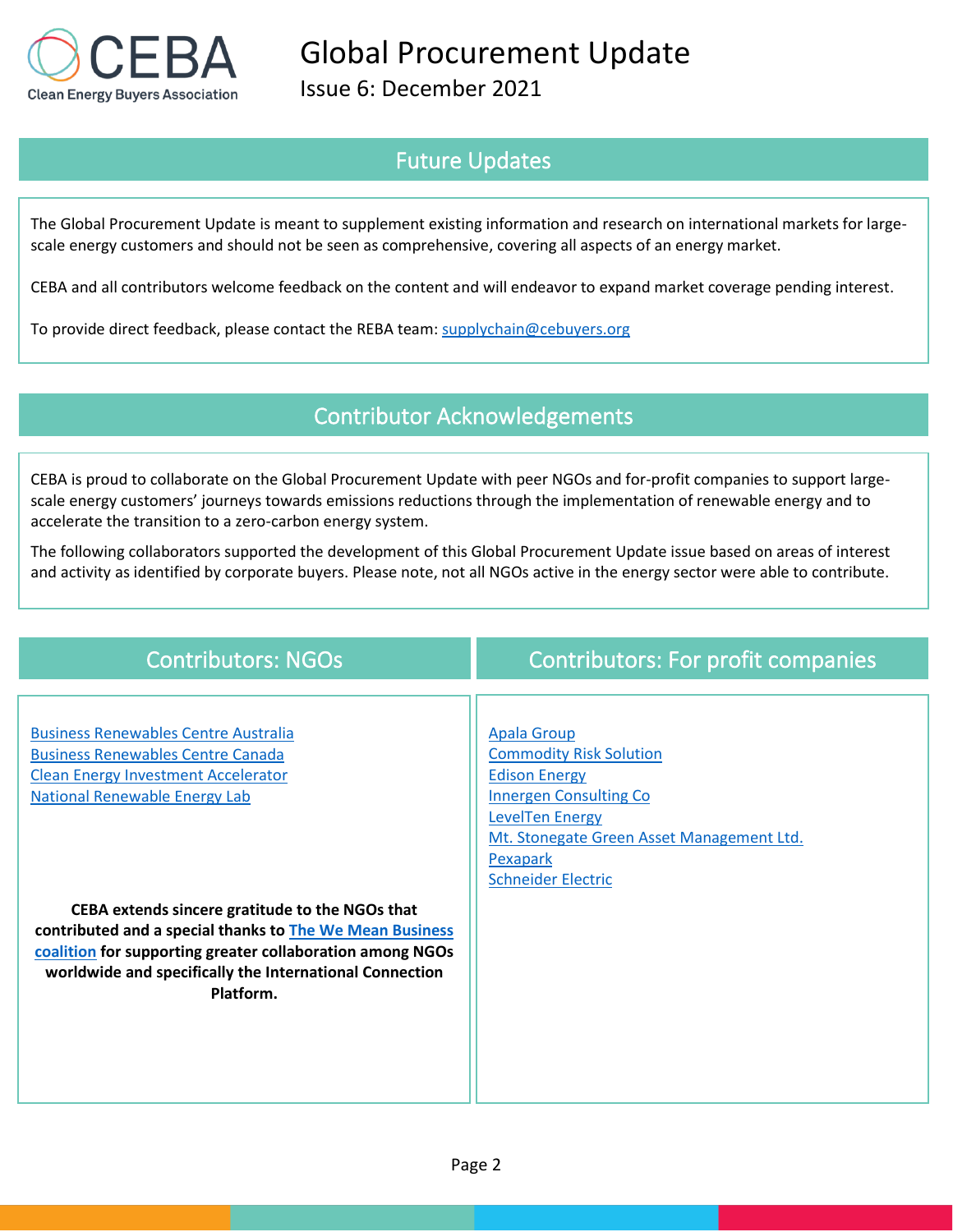## Future Updates

The Global Procurement Update is meant to supplement existing information and research on international markets for large-scale energy customers and should not be seen as comprehensive, covering all aspects of an energy market.

CEBA and all contributors welcome feedback on the content and will endeavor to expand market coverage pending interest.

To provide direct feedback, please contact the REBA team: [supplychain@cebuyers.org](mailto:supplychain@cebuyers.org)

## Contributor Acknowledgements

CEBA is proud to collaborate on the Global Procurement Update with peer NGOs and for-profit companies to support large-scale energy customers' journeys towards emissions reductions through the implementation of renewable energy and to accelerate the transition to a zero-carbon energy system.

The following collaborators supported the development of this Global Procurement Update issue based on areas of interest and activity as identified by corporate buyers. Please note, not all NGOs active in the energy sector were able to contribute.

## Contributors: NGOs

- Business Renewables Centre Australia
- Business Renewables Centre Canada
- Clean Energy Investment Accelerator
- National Renewable Energy Lab

**CEBA extends sincere gratitude to the NGOs that contributed and a special thanks to The We Mean Business coalition for supporting greater collaboration among NGOs worldwide and specifically the International Connection Platform.**

## Contributors: For profit companies

- Apala Group
- Commodity Risk Solution
- Edison Energy
- Innergen Consulting Co
- LevelTen Energy
- Mt. Stonegate Green Asset Management Ltd.
- Pexapark
- Schneider Electric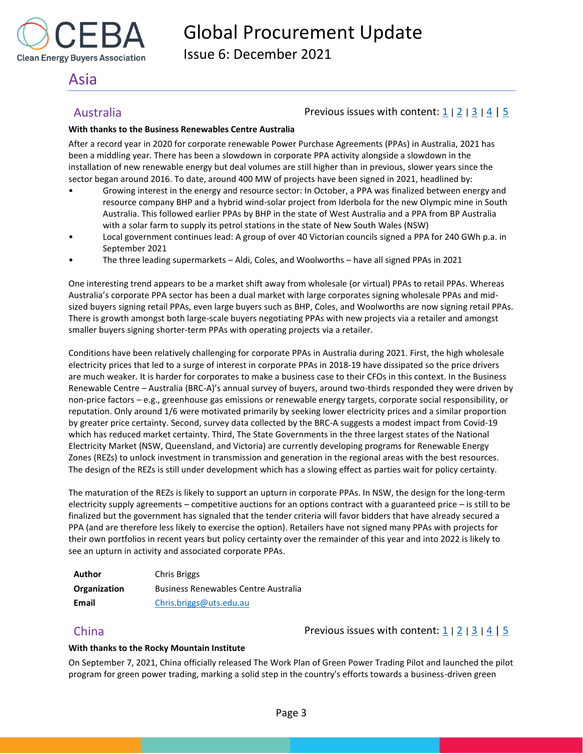# Asia

## Australia

Previous issues with content: 1 | 2 | 3 | 4 | 5

**With thanks to the Business Renewables Centre Australia**

After a record year in 2020 for corporate renewable Power Purchase Agreements (PPAs) in Australia, 2021 has been a middling year. There has been a slowdown in corporate PPA activity alongside a slowdown in the installation of new renewable energy but deal volumes are still higher than in previous, slower years since the sector began around 2016. To date, around 400 MW of projects have been signed in 2021, headlined by:

- Growing interest in the energy and resource sector: In October, a PPA was finalized between energy and resource company BHP and a hybrid wind-solar project from Iderbola for the new Olympic mine in South Australia. This followed earlier PPAs by BHP in the state of West Australia and a PPA from BP Australia with a solar farm to supply its petrol stations in the state of New South Wales (NSW)
- Local government continues lead: A group of over 40 Victorian councils signed a PPA for 240 GWh p.a. in September 2021
- The three leading supermarkets – Aldi, Coles, and Woolworths – have all signed PPAs in 2021

One interesting trend appears to be a market shift away from wholesale (or virtual) PPAs to retail PPAs. Whereas Australia's corporate PPA sector has been a dual market with large corporates signing wholesale PPAs and mid-sized buyers signing retail PPAs, even large buyers such as BHP, Coles, and Woolworths are now signing retail PPAs. There is growth amongst both large-scale buyers negotiating PPAs with new projects via a retailer and amongst smaller buyers signing shorter-term PPAs with operating projects via a retailer.

Conditions have been relatively challenging for corporate PPAs in Australia during 2021. First, the high wholesale electricity prices that led to a surge of interest in corporate PPAs in 2018-19 have dissipated so the price drivers are much weaker. It is harder for corporates to make a business case to their CFOs in this context. In the Business Renewable Centre – Australia (BRC-A)'s annual survey of buyers, around two-thirds responded they were driven by non-price factors – e.g., greenhouse gas emissions or renewable energy targets, corporate social responsibility, or reputation. Only around 1/6 were motivated primarily by seeking lower electricity prices and a similar proportion by greater price certainty. Second, survey data collected by the BRC-A suggests a modest impact from Covid-19 which has reduced market certainty. Third, The State Governments in the three largest states of the National Electricity Market (NSW, Queensland, and Victoria) are currently developing programs for Renewable Energy Zones (REZs) to unlock investment in transmission and generation in the regional areas with the best resources. The design of the REZs is still under development which has a slowing effect as parties wait for policy certainty.

The maturation of the REZs is likely to support an upturn in corporate PPAs. In NSW, the design for the long-term electricity supply agreements – competitive auctions for an options contract with a guaranteed price – is still to be finalized but the government has signaled that the tender criteria will favor bidders that have already secured a PPA (and are therefore less likely to exercise the option). Retailers have not signed many PPAs with projects for their own portfolios in recent years but policy certainty over the remainder of this year and into 2022 is likely to see an upturn in activity and associated corporate PPAs.

| | |
|---|---|
| **Author** | Chris Briggs |
| **Organization** | Business Renewables Centre Australia |
| **Email** | Chris.briggs@uts.edu.au |

## China

Previous issues with content: 1 | 2 | 3 | 4 | 5

**With thanks to the Rocky Mountain Institute**

On September 7, 2021, China officially released The Work Plan of Green Power Trading Pilot and launched the pilot program for green power trading, marking a solid step in the country's efforts towards a business-driven green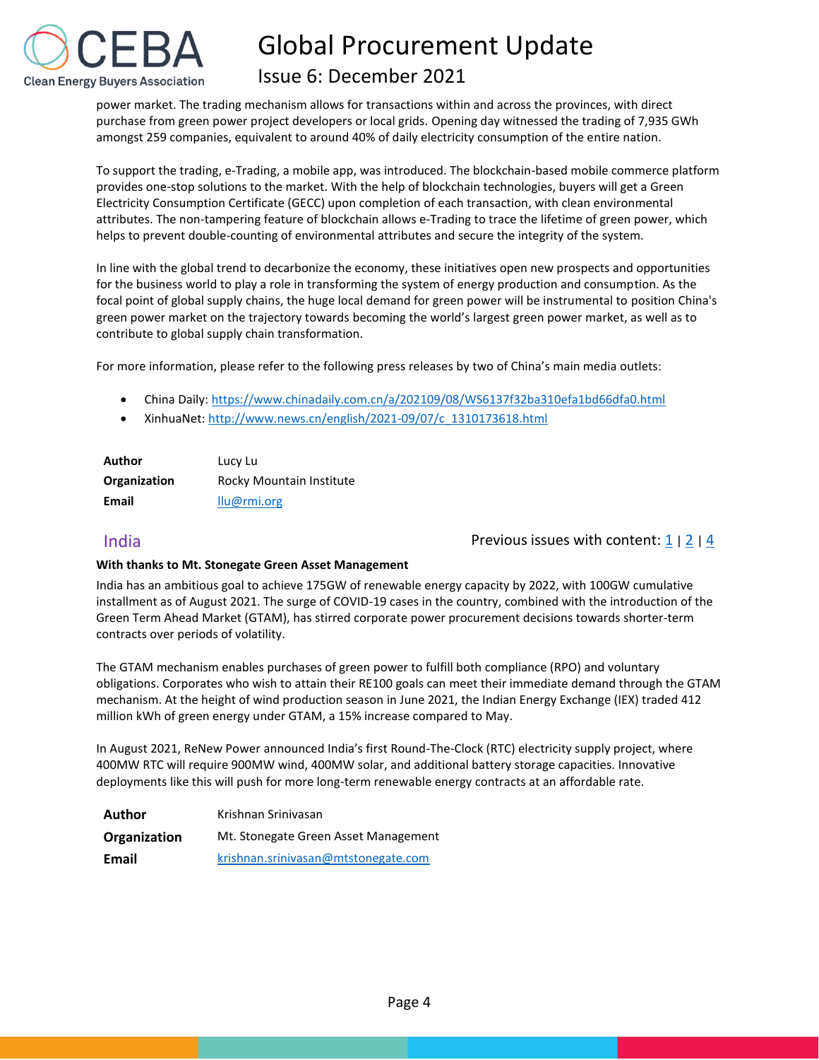power market. The trading mechanism allows for transactions within and across the provinces, with direct purchase from green power project developers or local grids. Opening day witnessed the trading of 7,935 GWh amongst 259 companies, equivalent to around 40% of daily electricity consumption of the entire nation.

To support the trading, e-Trading, a mobile app, was introduced. The blockchain-based mobile commerce platform provides one-stop solutions to the market. With the help of blockchain technologies, buyers will get a Green Electricity Consumption Certificate (GECC) upon completion of each transaction, with clean environmental attributes. The non-tampering feature of blockchain allows e-Trading to trace the lifetime of green power, which helps to prevent double-counting of environmental attributes and secure the integrity of the system.

In line with the global trend to decarbonize the economy, these initiatives open new prospects and opportunities for the business world to play a role in transforming the system of energy production and consumption. As the focal point of global supply chains, the huge local demand for green power will be instrumental to position China's green power market on the trajectory towards becoming the world's largest green power market, as well as to contribute to global supply chain transformation.

For more information, please refer to the following press releases by two of China's main media outlets:

- China Daily: https://www.chinadaily.com.cn/a/202109/08/WS6137f32ba310efa1bd66dfa0.html
- XinhuaNet: http://www.news.cn/english/2021-09/07/c_1310173618.html

| | |
|---|---|
| **Author** | Lucy Lu |
| **Organization** | Rocky Mountain Institute |
| **Email** | llu@rmi.org |

## India

Previous issues with content: 1 | 2 | 4

**With thanks to Mt. Stonegate Green Asset Management**

India has an ambitious goal to achieve 175GW of renewable energy capacity by 2022, with 100GW cumulative installment as of August 2021. The surge of COVID-19 cases in the country, combined with the introduction of the Green Term Ahead Market (GTAM), has stirred corporate power procurement decisions towards shorter-term contracts over periods of volatility.

The GTAM mechanism enables purchases of green power to fulfill both compliance (RPO) and voluntary obligations. Corporates who wish to attain their RE100 goals can meet their immediate demand through the GTAM mechanism. At the height of wind production season in June 2021, the Indian Energy Exchange (IEX) traded 412 million kWh of green energy under GTAM, a 15% increase compared to May.

In August 2021, ReNew Power announced India's first Round-The-Clock (RTC) electricity supply project, where 400MW RTC will require 900MW wind, 400MW solar, and additional battery storage capacities. Innovative deployments like this will push for more long-term renewable energy contracts at an affordable rate.

| | |
|---|---|
| **Author** | Krishnan Srinivasan |
| **Organization** | Mt. Stonegate Green Asset Management |
| **Email** | krishnan.srinivasan@mtstonegate.com |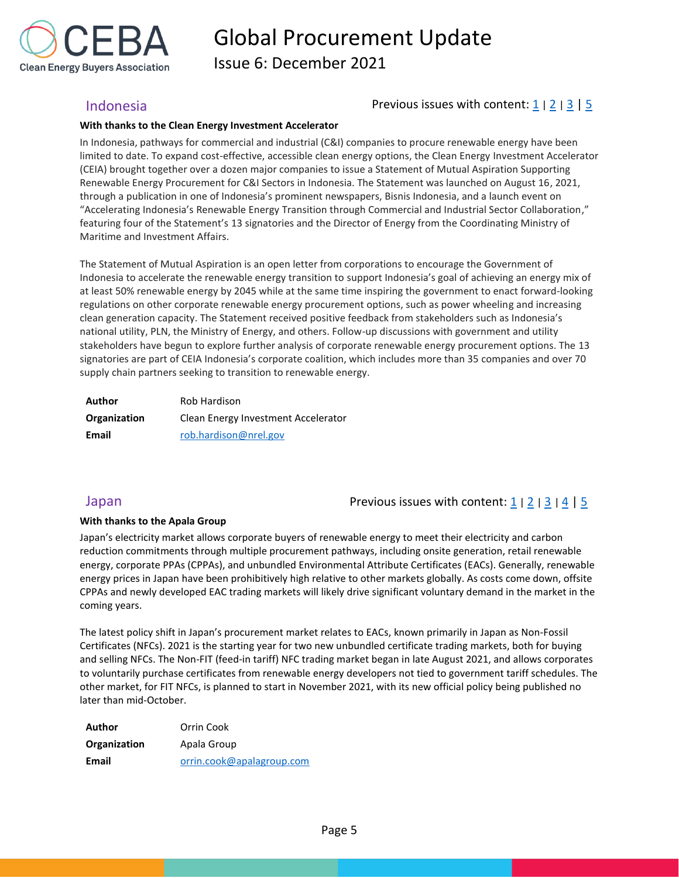## Indonesia

Previous issues with content: 1 | 2 | 3 | 5

**With thanks to the Clean Energy Investment Accelerator**

In Indonesia, pathways for commercial and industrial (C&I) companies to procure renewable energy have been limited to date. To expand cost-effective, accessible clean energy options, the Clean Energy Investment Accelerator (CEIA) brought together over a dozen major companies to issue a Statement of Mutual Aspiration Supporting Renewable Energy Procurement for C&I Sectors in Indonesia. The Statement was launched on August 16, 2021, through a publication in one of Indonesia's prominent newspapers, Bisnis Indonesia, and a launch event on "Accelerating Indonesia's Renewable Energy Transition through Commercial and Industrial Sector Collaboration," featuring four of the Statement's 13 signatories and the Director of Energy from the Coordinating Ministry of Maritime and Investment Affairs.

The Statement of Mutual Aspiration is an open letter from corporations to encourage the Government of Indonesia to accelerate the renewable energy transition to support Indonesia's goal of achieving an energy mix of at least 50% renewable energy by 2045 while at the same time inspiring the government to enact forward-looking regulations on other corporate renewable energy procurement options, such as power wheeling and increasing clean generation capacity. The Statement received positive feedback from stakeholders such as Indonesia's national utility, PLN, the Ministry of Energy, and others. Follow-up discussions with government and utility stakeholders have begun to explore further analysis of corporate renewable energy procurement options. The 13 signatories are part of CEIA Indonesia's corporate coalition, which includes more than 35 companies and over 70 supply chain partners seeking to transition to renewable energy.

| | |
|---|---|
| **Author** | Rob Hardison |
| **Organization** | Clean Energy Investment Accelerator |
| **Email** | rob.hardison@nrel.gov |

## Japan

Previous issues with content: 1 | 2 | 3 | 4 | 5

**With thanks to the Apala Group**

Japan's electricity market allows corporate buyers of renewable energy to meet their electricity and carbon reduction commitments through multiple procurement pathways, including onsite generation, retail renewable energy, corporate PPAs (CPPAs), and unbundled Environmental Attribute Certificates (EACs). Generally, renewable energy prices in Japan have been prohibitively high relative to other markets globally. As costs come down, offsite CPPAs and newly developed EAC trading markets will likely drive significant voluntary demand in the market in the coming years.

The latest policy shift in Japan's procurement market relates to EACs, known primarily in Japan as Non-Fossil Certificates (NFCs). 2021 is the starting year for two new unbundled certificate trading markets, both for buying and selling NFCs. The Non-FIT (feed-in tariff) NFC trading market began in late August 2021, and allows corporates to voluntarily purchase certificates from renewable energy developers not tied to government tariff schedules. The other market, for FIT NFCs, is planned to start in November 2021, with its new official policy being published no later than mid-October.

| | |
|---|---|
| **Author** | Orrin Cook |
| **Organization** | Apala Group |
| **Email** | orrin.cook@apalagroup.com |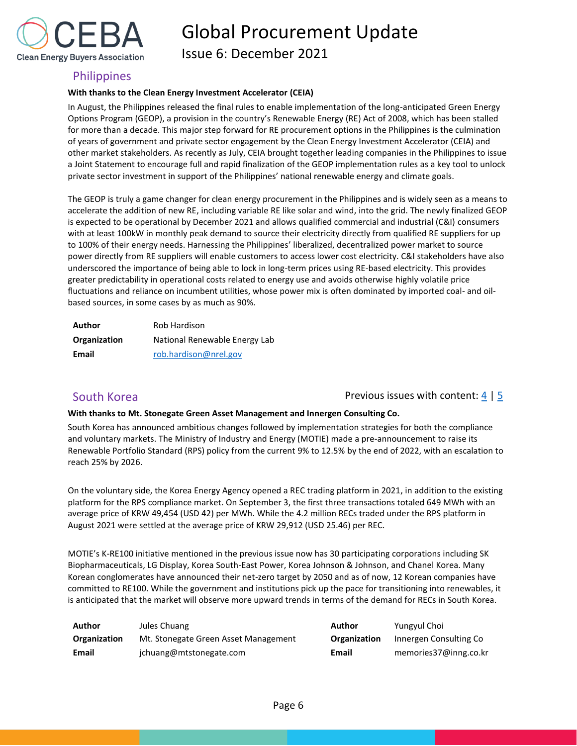## Philippines

**With thanks to the Clean Energy Investment Accelerator (CEIA)**

In August, the Philippines released the final rules to enable implementation of the long-anticipated Green Energy Options Program (GEOP), a provision in the country's Renewable Energy (RE) Act of 2008, which has been stalled for more than a decade. This major step forward for RE procurement options in the Philippines is the culmination of years of government and private sector engagement by the Clean Energy Investment Accelerator (CEIA) and other market stakeholders. As recently as July, CEIA brought together leading companies in the Philippines to issue a Joint Statement to encourage full and rapid finalization of the GEOP implementation rules as a key tool to unlock private sector investment in support of the Philippines' national renewable energy and climate goals.

The GEOP is truly a game changer for clean energy procurement in the Philippines and is widely seen as a means to accelerate the addition of new RE, including variable RE like solar and wind, into the grid. The newly finalized GEOP is expected to be operational by December 2021 and allows qualified commercial and industrial (C&I) consumers with at least 100kW in monthly peak demand to source their electricity directly from qualified RE suppliers for up to 100% of their energy needs. Harnessing the Philippines' liberalized, decentralized power market to source power directly from RE suppliers will enable customers to access lower cost electricity. C&I stakeholders have also underscored the importance of being able to lock in long-term prices using RE-based electricity. This provides greater predictability in operational costs related to energy use and avoids otherwise highly volatile price fluctuations and reliance on incumbent utilities, whose power mix is often dominated by imported coal- and oil-based sources, in some cases by as much as 90%.

| | |
|---|---|
| **Author** | Rob Hardison |
| **Organization** | National Renewable Energy Lab |
| **Email** | rob.hardison@nrel.gov |

## South Korea

Previous issues with content: 4 | 5

**With thanks to Mt. Stonegate Green Asset Management and Innergen Consulting Co.**

South Korea has announced ambitious changes followed by implementation strategies for both the compliance and voluntary markets. The Ministry of Industry and Energy (MOTIE) made a pre-announcement to raise its Renewable Portfolio Standard (RPS) policy from the current 9% to 12.5% by the end of 2022, with an escalation to reach 25% by 2026.

On the voluntary side, the Korea Energy Agency opened a REC trading platform in 2021, in addition to the existing platform for the RPS compliance market. On September 3, the first three transactions totaled 649 MWh with an average price of KRW 49,454 (USD 42) per MWh. While the 4.2 million RECs traded under the RPS platform in August 2021 were settled at the average price of KRW 29,912 (USD 25.46) per REC.

MOTIE's K-RE100 initiative mentioned in the previous issue now has 30 participating corporations including SK Biopharmaceuticals, LG Display, Korea South-East Power, Korea Johnson & Johnson, and Chanel Korea. Many Korean conglomerates have announced their net-zero target by 2050 and as of now, 12 Korean companies have committed to RE100. While the government and institutions pick up the pace for transitioning into renewables, it is anticipated that the market will observe more upward trends in terms of the demand for RECs in South Korea.

| | | | |
|---|---|---|---|
| **Author** | Jules Chuang | **Author** | Yungyul Choi |
| **Organization** | Mt. Stonegate Green Asset Management | **Organization** | Innergen Consulting Co |
| **Email** | jchuang@mtstonegate.com | **Email** | memories37@inng.co.kr |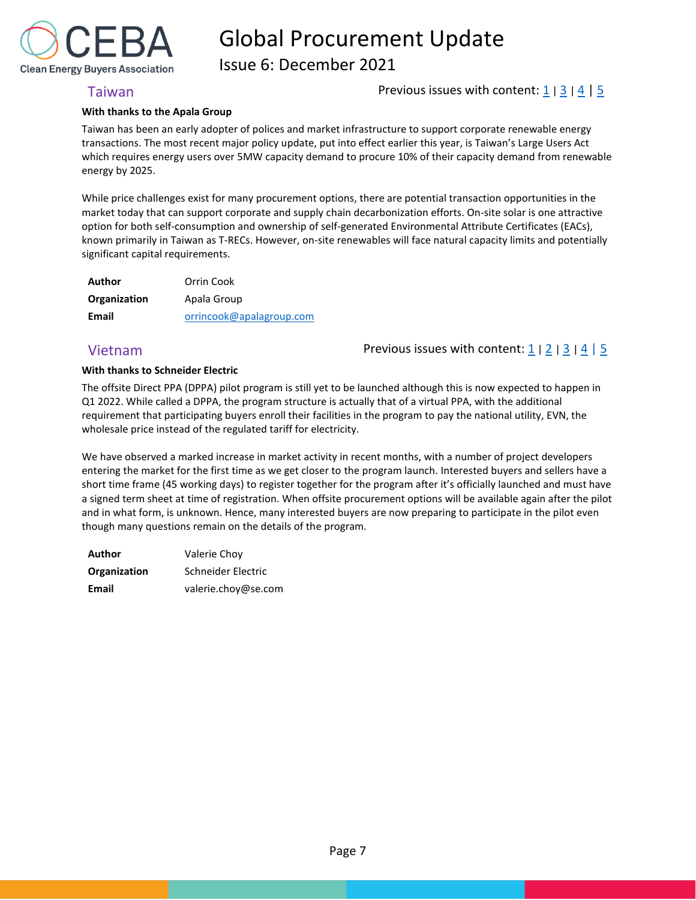## Taiwan

Previous issues with content: 1 | 3 | 4 | 5

**With thanks to the Apala Group**

Taiwan has been an early adopter of polices and market infrastructure to support corporate renewable energy transactions. The most recent major policy update, put into effect earlier this year, is Taiwan's Large Users Act which requires energy users over 5MW capacity demand to procure 10% of their capacity demand from renewable energy by 2025.

While price challenges exist for many procurement options, there are potential transaction opportunities in the market today that can support corporate and supply chain decarbonization efforts. On-site solar is one attractive option for both self-consumption and ownership of self-generated Environmental Attribute Certificates (EACs), known primarily in Taiwan as T-RECs. However, on-site renewables will face natural capacity limits and potentially significant capital requirements.

| | |
|---|---|
| **Author** | Orrin Cook |
| **Organization** | Apala Group |
| **Email** | orrincook@apalagroup.com |

## Vietnam

Previous issues with content: 1 | 2 | 3 | 4 | 5

**With thanks to Schneider Electric**

The offsite Direct PPA (DPPA) pilot program is still yet to be launched although this is now expected to happen in Q1 2022. While called a DPPA, the program structure is actually that of a virtual PPA, with the additional requirement that participating buyers enroll their facilities in the program to pay the national utility, EVN, the wholesale price instead of the regulated tariff for electricity.

We have observed a marked increase in market activity in recent months, with a number of project developers entering the market for the first time as we get closer to the program launch. Interested buyers and sellers have a short time frame (45 working days) to register together for the program after it's officially launched and must have a signed term sheet at time of registration. When offsite procurement options will be available again after the pilot and in what form, is unknown. Hence, many interested buyers are now preparing to participate in the pilot even though many questions remain on the details of the program.

| | |
|---|---|
| **Author** | Valerie Choy |
| **Organization** | Schneider Electric |
| **Email** | valerie.choy@se.com |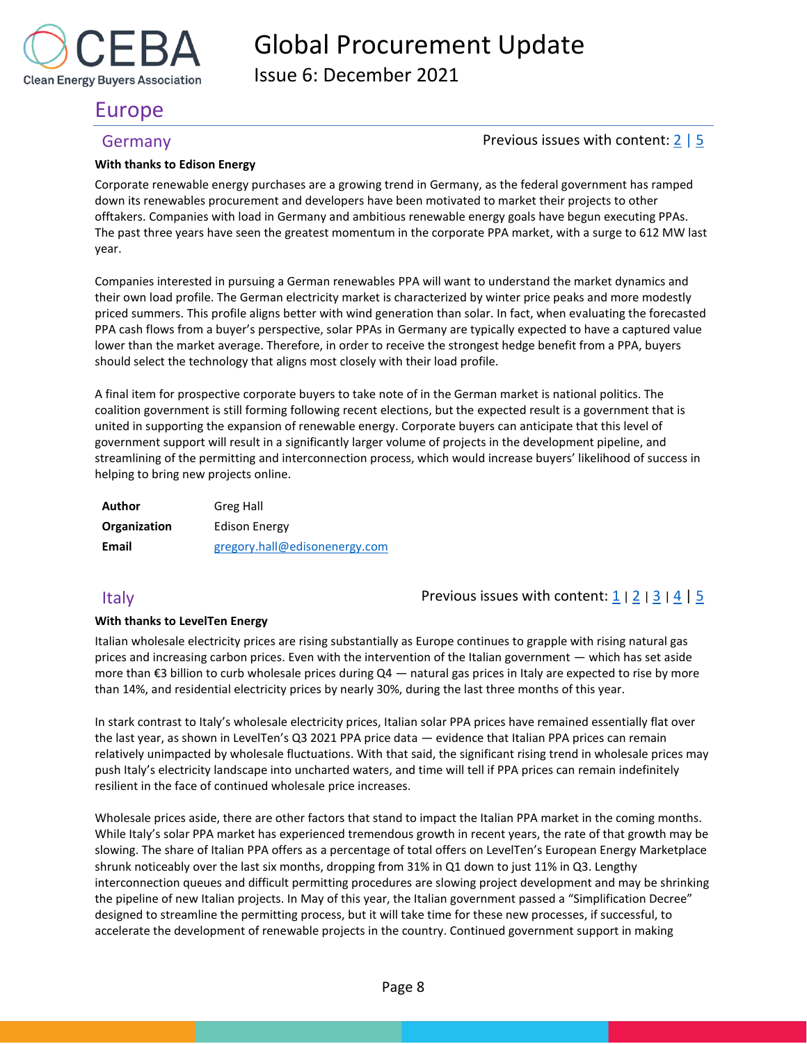# Europe

## Germany

Previous issues with content: 2 | 5

**With thanks to Edison Energy**

Corporate renewable energy purchases are a growing trend in Germany, as the federal government has ramped down its renewables procurement and developers have been motivated to market their projects to other offtakers. Companies with load in Germany and ambitious renewable energy goals have begun executing PPAs. The past three years have seen the greatest momentum in the corporate PPA market, with a surge to 612 MW last year.

Companies interested in pursuing a German renewables PPA will want to understand the market dynamics and their own load profile. The German electricity market is characterized by winter price peaks and more modestly priced summers. This profile aligns better with wind generation than solar. In fact, when evaluating the forecasted PPA cash flows from a buyer's perspective, solar PPAs in Germany are typically expected to have a captured value lower than the market average. Therefore, in order to receive the strongest hedge benefit from a PPA, buyers should select the technology that aligns most closely with their load profile.

A final item for prospective corporate buyers to take note of in the German market is national politics. The coalition government is still forming following recent elections, but the expected result is a government that is united in supporting the expansion of renewable energy. Corporate buyers can anticipate that this level of government support will result in a significantly larger volume of projects in the development pipeline, and streamlining of the permitting and interconnection process, which would increase buyers' likelihood of success in helping to bring new projects online.

| | |
|---|---|
| **Author** | Greg Hall |
| **Organization** | Edison Energy |
| **Email** | gregory.hall@edisonenergy.com |

## Italy

Previous issues with content: 1 | 2 | 3 | 4 | 5

**With thanks to LevelTen Energy**

Italian wholesale electricity prices are rising substantially as Europe continues to grapple with rising natural gas prices and increasing carbon prices. Even with the intervention of the Italian government — which has set aside more than €3 billion to curb wholesale prices during Q4 — natural gas prices in Italy are expected to rise by more than 14%, and residential electricity prices by nearly 30%, during the last three months of this year.

In stark contrast to Italy's wholesale electricity prices, Italian solar PPA prices have remained essentially flat over the last year, as shown in LevelTen's Q3 2021 PPA price data — evidence that Italian PPA prices can remain relatively unimpacted by wholesale fluctuations. With that said, the significant rising trend in wholesale prices may push Italy's electricity landscape into uncharted waters, and time will tell if PPA prices can remain indefinitely resilient in the face of continued wholesale price increases.

Wholesale prices aside, there are other factors that stand to impact the Italian PPA market in the coming months. While Italy's solar PPA market has experienced tremendous growth in recent years, the rate of that growth may be slowing. The share of Italian PPA offers as a percentage of total offers on LevelTen's European Energy Marketplace shrunk noticeably over the last six months, dropping from 31% in Q1 down to just 11% in Q3. Lengthy interconnection queues and difficult permitting procedures are slowing project development and may be shrinking the pipeline of new Italian projects. In May of this year, the Italian government passed a "Simplification Decree" designed to streamline the permitting process, but it will take time for these new processes, if successful, to accelerate the development of renewable projects in the country. Continued government support in making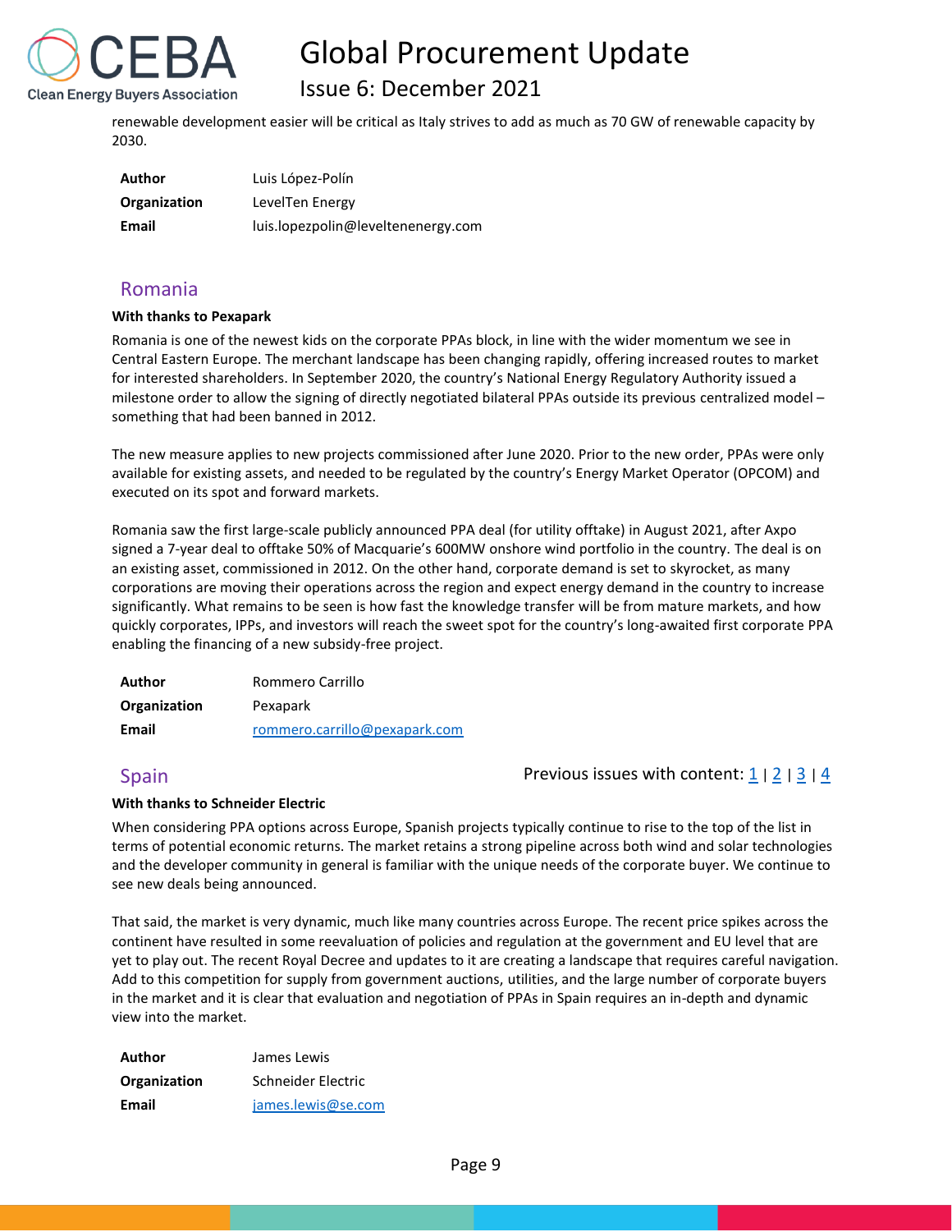renewable development easier will be critical as Italy strives to add as much as 70 GW of renewable capacity by 2030.

| **Author** | Luis López-Polín |
|---|---|
| **Organization** | LevelTen Energy |
| **Email** | luis.lopezpolin@leveltenenergy.com |

## Romania

**With thanks to Pexapark**

Romania is one of the newest kids on the corporate PPAs block, in line with the wider momentum we see in Central Eastern Europe. The merchant landscape has been changing rapidly, offering increased routes to market for interested shareholders. In September 2020, the country's National Energy Regulatory Authority issued a milestone order to allow the signing of directly negotiated bilateral PPAs outside its previous centralized model – something that had been banned in 2012.

The new measure applies to new projects commissioned after June 2020. Prior to the new order, PPAs were only available for existing assets, and needed to be regulated by the country's Energy Market Operator (OPCOM) and executed on its spot and forward markets.

Romania saw the first large-scale publicly announced PPA deal (for utility offtake) in August 2021, after Axpo signed a 7-year deal to offtake 50% of Macquarie's 600MW onshore wind portfolio in the country. The deal is on an existing asset, commissioned in 2012. On the other hand, corporate demand is set to skyrocket, as many corporations are moving their operations across the region and expect energy demand in the country to increase significantly. What remains to be seen is how fast the knowledge transfer will be from mature markets, and how quickly corporates, IPPs, and investors will reach the sweet spot for the country's long-awaited first corporate PPA enabling the financing of a new subsidy-free project.

| **Author** | Rommero Carrillo |
|---|---|
| **Organization** | Pexapark |
| **Email** | rommero.carrillo@pexapark.com |

## Spain

Previous issues with content: 1 | 2 | 3 | 4

**With thanks to Schneider Electric**

When considering PPA options across Europe, Spanish projects typically continue to rise to the top of the list in terms of potential economic returns. The market retains a strong pipeline across both wind and solar technologies and the developer community in general is familiar with the unique needs of the corporate buyer. We continue to see new deals being announced.

That said, the market is very dynamic, much like many countries across Europe. The recent price spikes across the continent have resulted in some reevaluation of policies and regulation at the government and EU level that are yet to play out. The recent Royal Decree and updates to it are creating a landscape that requires careful navigation. Add to this competition for supply from government auctions, utilities, and the large number of corporate buyers in the market and it is clear that evaluation and negotiation of PPAs in Spain requires an in-depth and dynamic view into the market.

| **Author** | James Lewis |
|---|---|
| **Organization** | Schneider Electric |
| **Email** | james.lewis@se.com |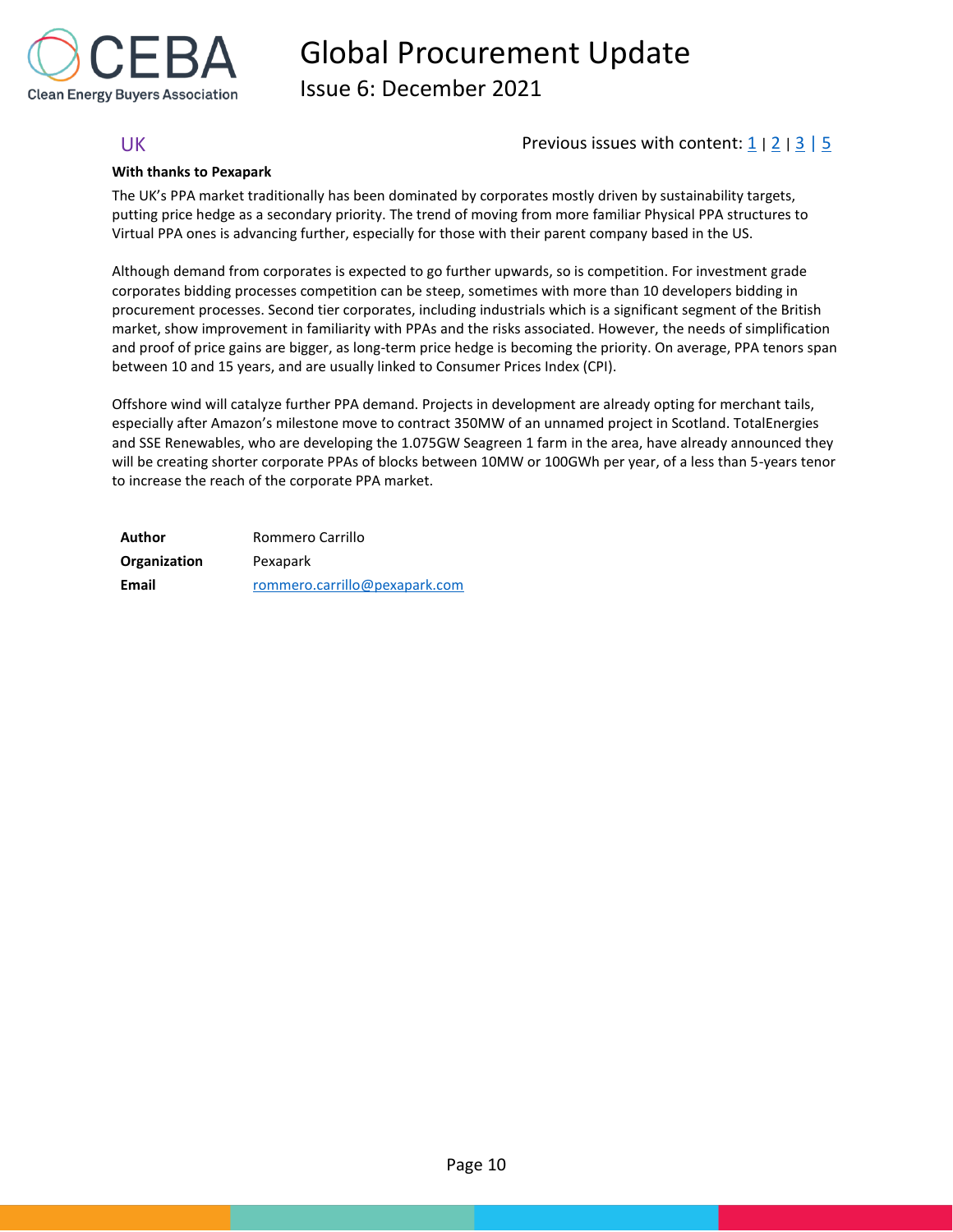## UK

Previous issues with content: 1 | 2 | 3 | 5

**With thanks to Pexapark**

The UK's PPA market traditionally has been dominated by corporates mostly driven by sustainability targets, putting price hedge as a secondary priority. The trend of moving from more familiar Physical PPA structures to Virtual PPA ones is advancing further, especially for those with their parent company based in the US.

Although demand from corporates is expected to go further upwards, so is competition. For investment grade corporates bidding processes competition can be steep, sometimes with more than 10 developers bidding in procurement processes. Second tier corporates, including industrials which is a significant segment of the British market, show improvement in familiarity with PPAs and the risks associated. However, the needs of simplification and proof of price gains are bigger, as long-term price hedge is becoming the priority. On average, PPA tenors span between 10 and 15 years, and are usually linked to Consumer Prices Index (CPI).

Offshore wind will catalyze further PPA demand. Projects in development are already opting for merchant tails, especially after Amazon's milestone move to contract 350MW of an unnamed project in Scotland. TotalEnergies and SSE Renewables, who are developing the 1.075GW Seagreen 1 farm in the area, have already announced they will be creating shorter corporate PPAs of blocks between 10MW or 100GWh per year, of a less than 5-years tenor to increase the reach of the corporate PPA market.

| | |
|---|---|
| **Author** | Rommero Carrillo |
| **Organization** | Pexapark |
| **Email** | rommero.carrillo@pexapark.com |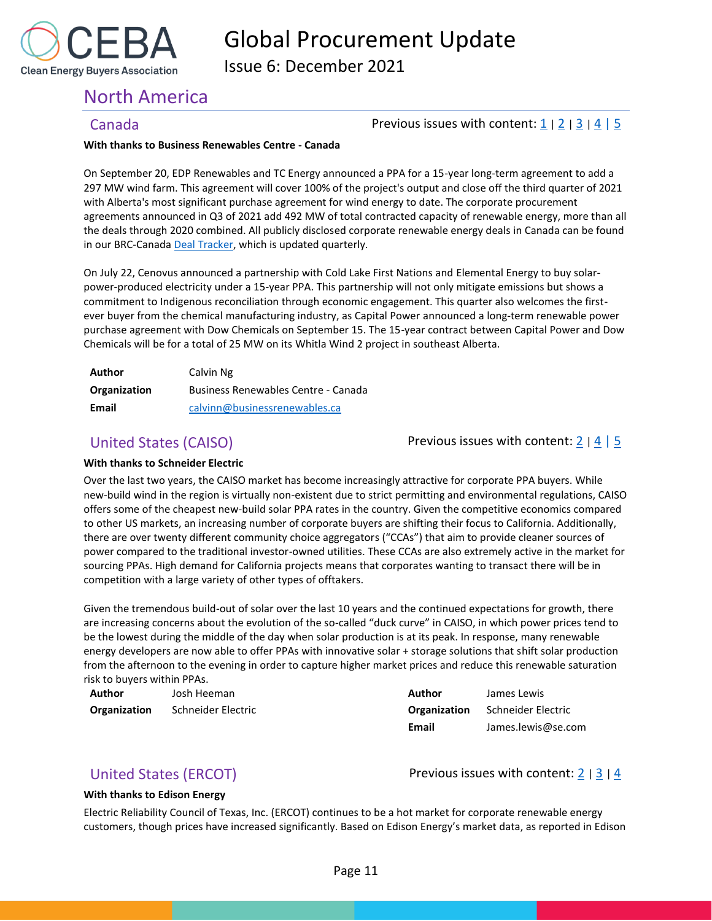## North America

### Canada

Previous issues with content: 1 | 2 | 3 | 4 | 5

**With thanks to Business Renewables Centre - Canada**

On September 20, EDP Renewables and TC Energy announced a PPA for a 15-year long-term agreement to add a 297 MW wind farm. This agreement will cover 100% of the project's output and close off the third quarter of 2021 with Alberta's most significant purchase agreement for wind energy to date. The corporate procurement agreements announced in Q3 of 2021 add 492 MW of total contracted capacity of renewable energy, more than all the deals through 2020 combined. All publicly disclosed corporate renewable energy deals in Canada can be found in our BRC-Canada Deal Tracker, which is updated quarterly.

On July 22, Cenovus announced a partnership with Cold Lake First Nations and Elemental Energy to buy solar-power-produced electricity under a 15-year PPA. This partnership will not only mitigate emissions but shows a commitment to Indigenous reconciliation through economic engagement. This quarter also welcomes the first-ever buyer from the chemical manufacturing industry, as Capital Power announced a long-term renewable power purchase agreement with Dow Chemicals on September 15. The 15-year contract between Capital Power and Dow Chemicals will be for a total of 25 MW on its Whitla Wind 2 project in southeast Alberta.

| | |
|---|---|
| **Author** | Calvin Ng |
| **Organization** | Business Renewables Centre - Canada |
| **Email** | calvinn@businessrenewables.ca |

### United States (CAISO)

Previous issues with content: 2 | 4 | 5

**With thanks to Schneider Electric**

Over the last two years, the CAISO market has become increasingly attractive for corporate PPA buyers. While new-build wind in the region is virtually non-existent due to strict permitting and environmental regulations, CAISO offers some of the cheapest new-build solar PPA rates in the country. Given the competitive economics compared to other US markets, an increasing number of corporate buyers are shifting their focus to California. Additionally, there are over twenty different community choice aggregators ("CCAs") that aim to provide cleaner sources of power compared to the traditional investor-owned utilities. These CCAs are also extremely active in the market for sourcing PPAs. High demand for California projects means that corporates wanting to transact there will be in competition with a large variety of other types of offtakers.

Given the tremendous build-out of solar over the last 10 years and the continued expectations for growth, there are increasing concerns about the evolution of the so-called "duck curve" in CAISO, in which power prices tend to be the lowest during the middle of the day when solar production is at its peak. In response, many renewable energy developers are now able to offer PPAs with innovative solar + storage solutions that shift solar production from the afternoon to the evening in order to capture higher market prices and reduce this renewable saturation risk to buyers within PPAs.

| | |
|---|---|
| **Author** | Josh Heeman |
| **Organization** | Schneider Electric |

| | |
|---|---|
| **Author** | James Lewis |
| **Organization** | Schneider Electric |
| **Email** | James.lewis@se.com |

### United States (ERCOT)

Previous issues with content: 2 | 3 | 4

**With thanks to Edison Energy**

Electric Reliability Council of Texas, Inc. (ERCOT) continues to be a hot market for corporate renewable energy customers, though prices have increased significantly. Based on Edison Energy's market data, as reported in Edison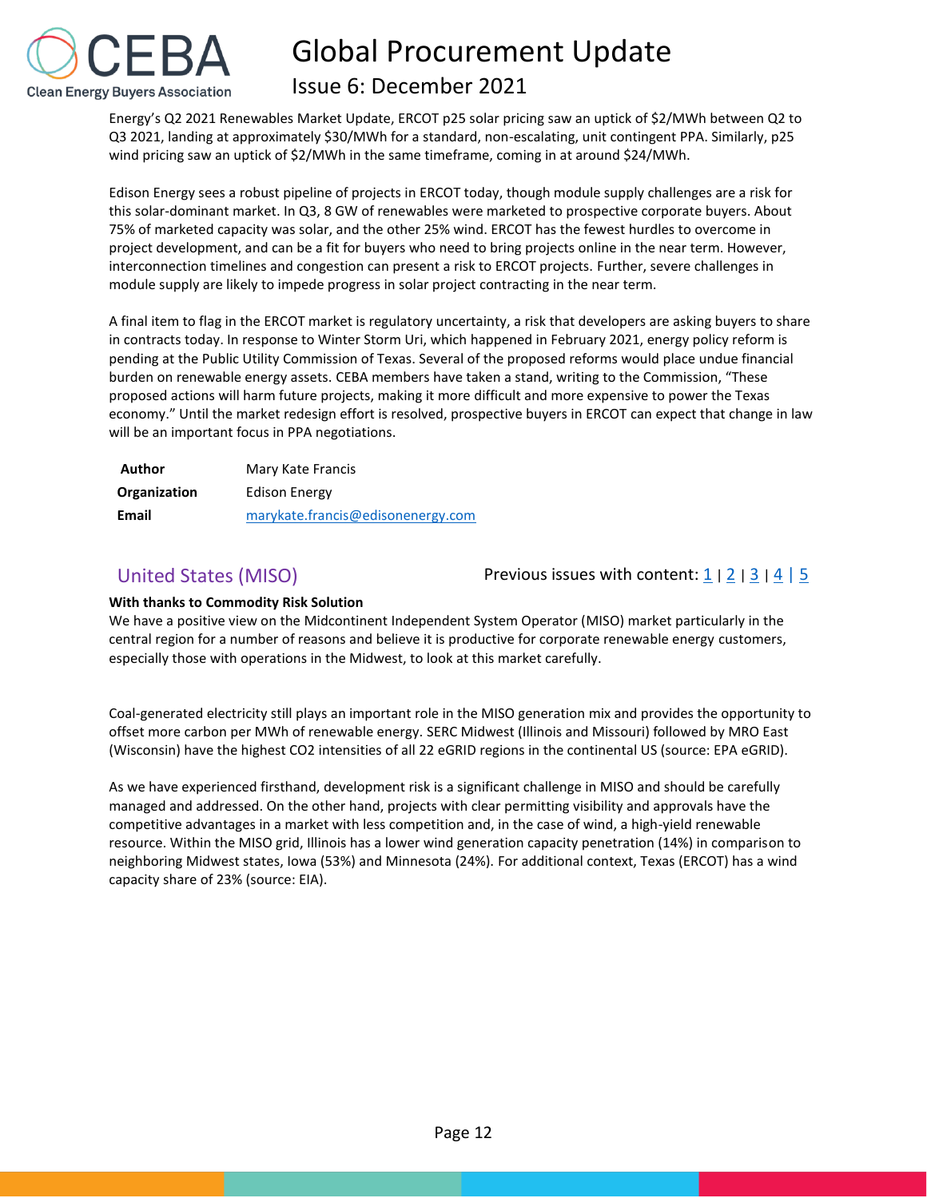Energy's Q2 2021 Renewables Market Update, ERCOT p25 solar pricing saw an uptick of $2/MWh between Q2 to Q3 2021, landing at approximately $30/MWh for a standard, non-escalating, unit contingent PPA. Similarly, p25 wind pricing saw an uptick of $2/MWh in the same timeframe, coming in at around $24/MWh.

Edison Energy sees a robust pipeline of projects in ERCOT today, though module supply challenges are a risk for this solar-dominant market. In Q3, 8 GW of renewables were marketed to prospective corporate buyers. About 75% of marketed capacity was solar, and the other 25% wind. ERCOT has the fewest hurdles to overcome in project development, and can be a fit for buyers who need to bring projects online in the near term. However, interconnection timelines and congestion can present a risk to ERCOT projects. Further, severe challenges in module supply are likely to impede progress in solar project contracting in the near term.

A final item to flag in the ERCOT market is regulatory uncertainty, a risk that developers are asking buyers to share in contracts today. In response to Winter Storm Uri, which happened in February 2021, energy policy reform is pending at the Public Utility Commission of Texas. Several of the proposed reforms would place undue financial burden on renewable energy assets. CEBA members have taken a stand, writing to the Commission, "These proposed actions will harm future projects, making it more difficult and more expensive to power the Texas economy." Until the market redesign effort is resolved, prospective buyers in ERCOT can expect that change in law will be an important focus in PPA negotiations.

| | |
|---|---|
| **Author** | Mary Kate Francis |
| **Organization** | Edison Energy |
| **Email** | marykate.francis@edisonenergy.com |

## United States (MISO)

Previous issues with content: 1 | 2 | 3 | 4 | 5

**With thanks to Commodity Risk Solution**

We have a positive view on the Midcontinent Independent System Operator (MISO) market particularly in the central region for a number of reasons and believe it is productive for corporate renewable energy customers, especially those with operations in the Midwest, to look at this market carefully.

Coal-generated electricity still plays an important role in the MISO generation mix and provides the opportunity to offset more carbon per MWh of renewable energy. SERC Midwest (Illinois and Missouri) followed by MRO East (Wisconsin) have the highest $CO_2$ intensities of all 22 eGRID regions in the continental US (source: EPA eGRID).

As we have experienced firsthand, development risk is a significant challenge in MISO and should be carefully managed and addressed. On the other hand, projects with clear permitting visibility and approvals have the competitive advantages in a market with less competition and, in the case of wind, a high-yield renewable resource. Within the MISO grid, Illinois has a lower wind generation capacity penetration (14%) in comparison to neighboring Midwest states, Iowa (53%) and Minnesota (24%). For additional context, Texas (ERCOT) has a wind capacity share of 23% (source: EIA).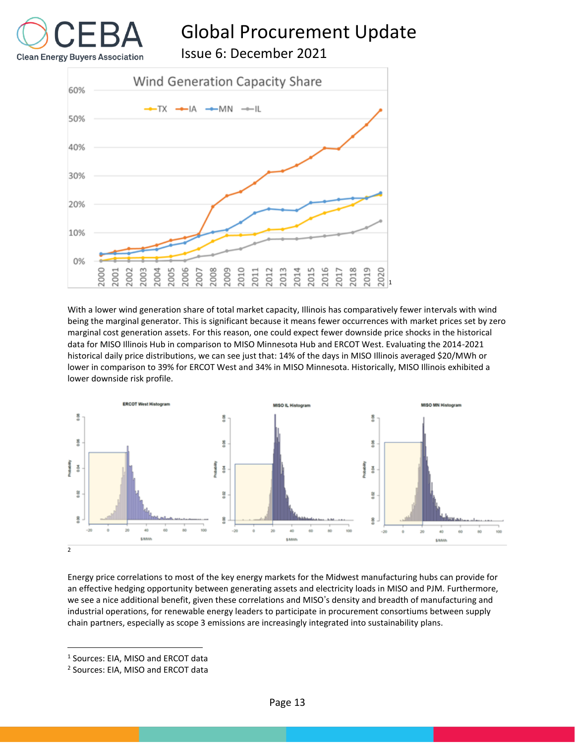[1]

With a lower wind generation share of total market capacity, Illinois has comparatively fewer intervals with wind being the marginal generator. This is significant because it means fewer occurrences with market prices set by zero marginal cost generation assets. For this reason, one could expect fewer downside price shocks in the historical data for MISO Illinois Hub in comparison to MISO Minnesota Hub and ERCOT West. Evaluating the 2014-2021 historical daily price distributions, we can see just that: 14% of the days in MISO Illinois averaged $20/MWh or lower in comparison to 39% for ERCOT West and 34% in MISO Minnesota. Historically, MISO Illinois exhibited a lower downside risk profile.

[2]

Energy price correlations to most of the key energy markets for the Midwest manufacturing hubs can provide for an effective hedging opportunity between generating assets and electricity loads in MISO and PJM. Furthermore, we see a nice additional benefit, given these correlations and MISO's density and breadth of manufacturing and industrial operations, for renewable energy leaders to participate in procurement consortiums between supply chain partners, especially as scope 3 emissions are increasingly integrated into sustainability plans.

---

[1] Sources: EIA, MISO and ERCOT data

[2] Sources: EIA, MISO and ERCOT data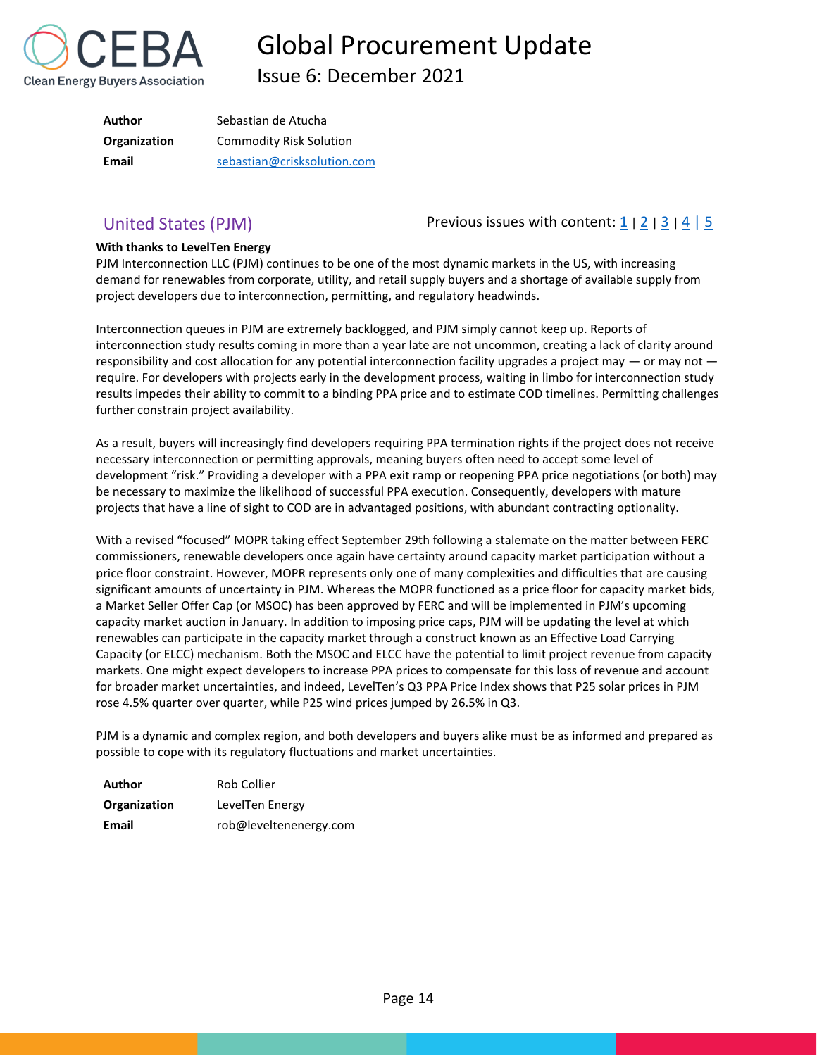| | |
|---|---|
| **Author** | Sebastian de Atucha |
| **Organization** | Commodity Risk Solution |
| **Email** | sebastian@crisksolution.com |

## United States (PJM)

Previous issues with content: 1 | 2 | 3 | 4 | 5

**With thanks to LevelTen Energy**

PJM Interconnection LLC (PJM) continues to be one of the most dynamic markets in the US, with increasing demand for renewables from corporate, utility, and retail supply buyers and a shortage of available supply from project developers due to interconnection, permitting, and regulatory headwinds.

Interconnection queues in PJM are extremely backlogged, and PJM simply cannot keep up. Reports of interconnection study results coming in more than a year late are not uncommon, creating a lack of clarity around responsibility and cost allocation for any potential interconnection facility upgrades a project may — or may not — require. For developers with projects early in the development process, waiting in limbo for interconnection study results impedes their ability to commit to a binding PPA price and to estimate COD timelines. Permitting challenges further constrain project availability.

As a result, buyers will increasingly find developers requiring PPA termination rights if the project does not receive necessary interconnection or permitting approvals, meaning buyers often need to accept some level of development "risk." Providing a developer with a PPA exit ramp or reopening PPA price negotiations (or both) may be necessary to maximize the likelihood of successful PPA execution. Consequently, developers with mature projects that have a line of sight to COD are in advantaged positions, with abundant contracting optionality.

With a revised "focused" MOPR taking effect September 29th following a stalemate on the matter between FERC commissioners, renewable developers once again have certainty around capacity market participation without a price floor constraint. However, MOPR represents only one of many complexities and difficulties that are causing significant amounts of uncertainty in PJM. Whereas the MOPR functioned as a price floor for capacity market bids, a Market Seller Offer Cap (or MSOC) has been approved by FERC and will be implemented in PJM's upcoming capacity market auction in January. In addition to imposing price caps, PJM will be updating the level at which renewables can participate in the capacity market through a construct known as an Effective Load Carrying Capacity (or ELCC) mechanism. Both the MSOC and ELCC have the potential to limit project revenue from capacity markets. One might expect developers to increase PPA prices to compensate for this loss of revenue and account for broader market uncertainties, and indeed, LevelTen's Q3 PPA Price Index shows that P25 solar prices in PJM rose 4.5% quarter over quarter, while P25 wind prices jumped by 26.5% in Q3.

PJM is a dynamic and complex region, and both developers and buyers alike must be as informed and prepared as possible to cope with its regulatory fluctuations and market uncertainties.

| | |
|---|---|
| **Author** | Rob Collier |
| **Organization** | LevelTen Energy |
| **Email** | rob@leveltenenergy.com |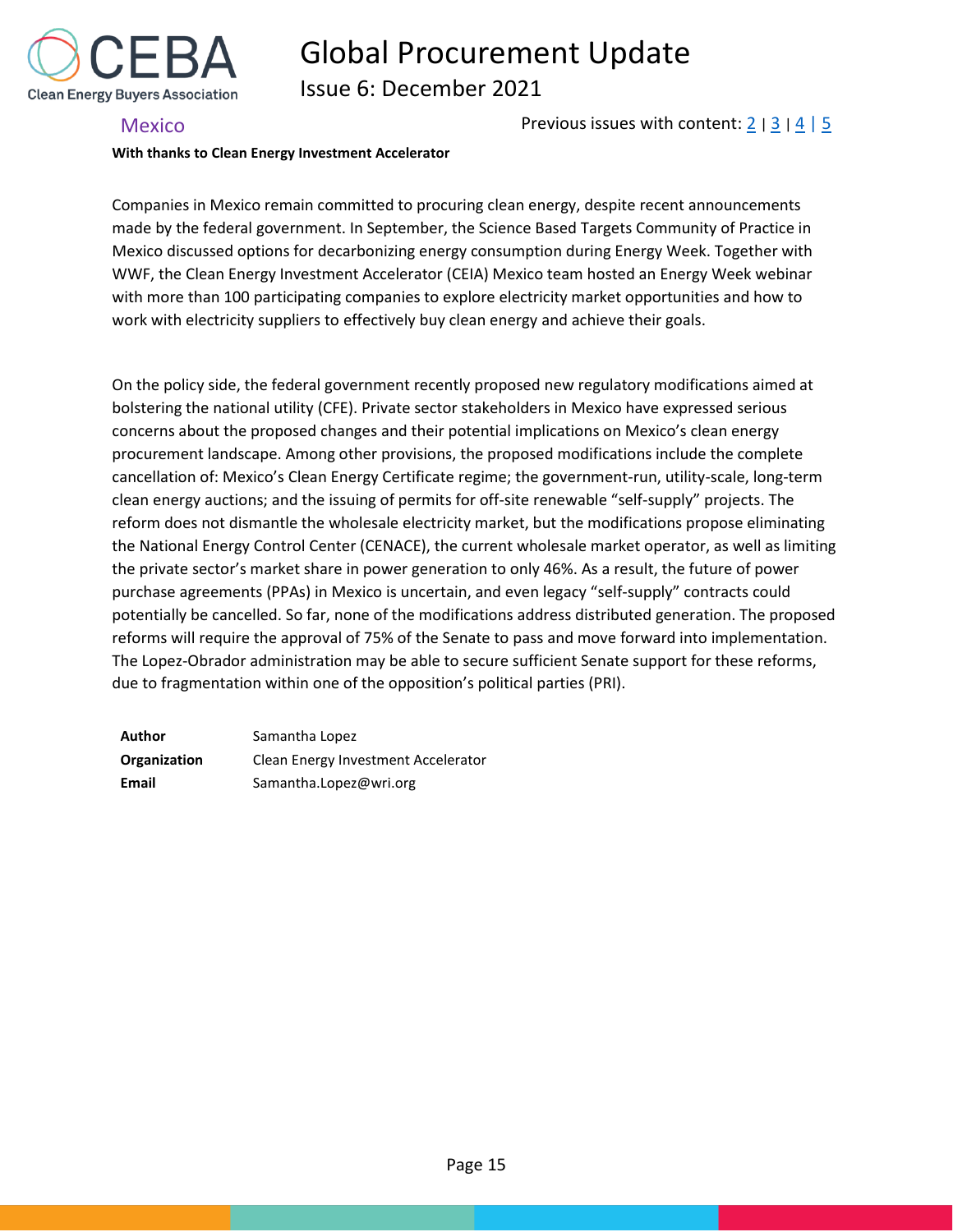## Mexico

Previous issues with content: 2 | 3 | 4 | 5

**With thanks to Clean Energy Investment Accelerator**

Companies in Mexico remain committed to procuring clean energy, despite recent announcements made by the federal government. In September, the Science Based Targets Community of Practice in Mexico discussed options for decarbonizing energy consumption during Energy Week. Together with WWF, the Clean Energy Investment Accelerator (CEIA) Mexico team hosted an Energy Week webinar with more than 100 participating companies to explore electricity market opportunities and how to work with electricity suppliers to effectively buy clean energy and achieve their goals.

On the policy side, the federal government recently proposed new regulatory modifications aimed at bolstering the national utility (CFE). Private sector stakeholders in Mexico have expressed serious concerns about the proposed changes and their potential implications on Mexico's clean energy procurement landscape. Among other provisions, the proposed modifications include the complete cancellation of: Mexico's Clean Energy Certificate regime; the government-run, utility-scale, long-term clean energy auctions; and the issuing of permits for off-site renewable "self-supply" projects. The reform does not dismantle the wholesale electricity market, but the modifications propose eliminating the National Energy Control Center (CENACE), the current wholesale market operator, as well as limiting the private sector's market share in power generation to only 46%. As a result, the future of power purchase agreements (PPAs) in Mexico is uncertain, and even legacy "self-supply" contracts could potentially be cancelled. So far, none of the modifications address distributed generation. The proposed reforms will require the approval of 75% of the Senate to pass and move forward into implementation. The Lopez-Obrador administration may be able to secure sufficient Senate support for these reforms, due to fragmentation within one of the opposition's political parties (PRI).

| | |
|---|---|
| **Author** | Samantha Lopez |
| **Organization** | Clean Energy Investment Accelerator |
| **Email** | Samantha.Lopez@wri.org |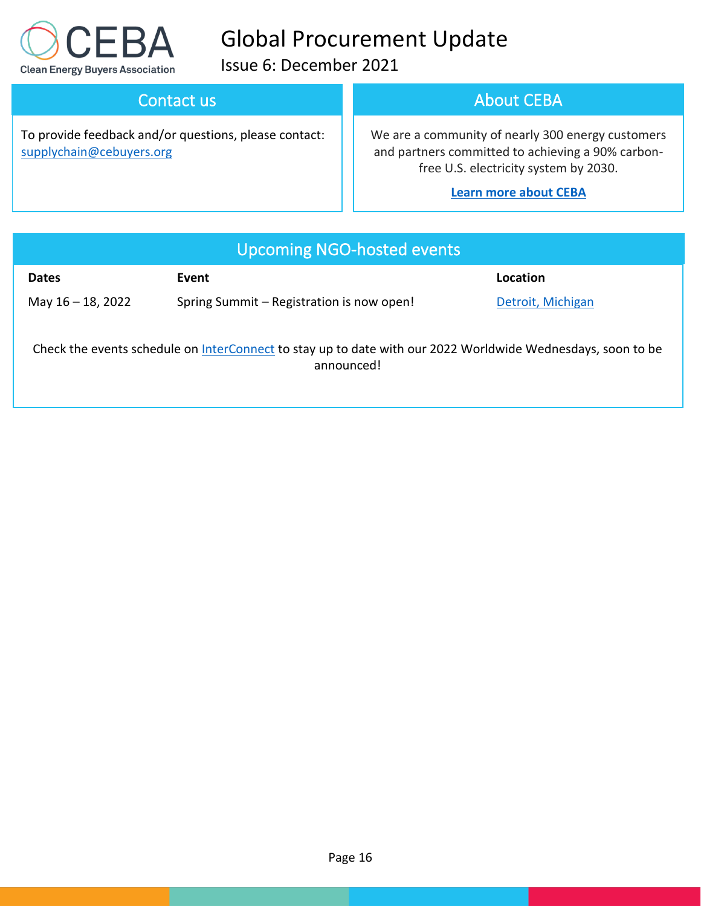## Contact us

To provide feedback and/or questions, please contact: supplychain@cebuyers.org

## About CEBA

We are a community of nearly 300 energy customers and partners committed to achieving a 90% carbon-free U.S. electricity system by 2030.

**Learn more about CEBA**

## Upcoming NGO-hosted events

| Dates | Event | Location |
| --- | --- | --- |
| May 16 – 18, 2022 | Spring Summit – Registration is now open! | Detroit, Michigan |

Check the events schedule on InterConnect to stay up to date with our 2022 Worldwide Wednesdays, soon to be announced!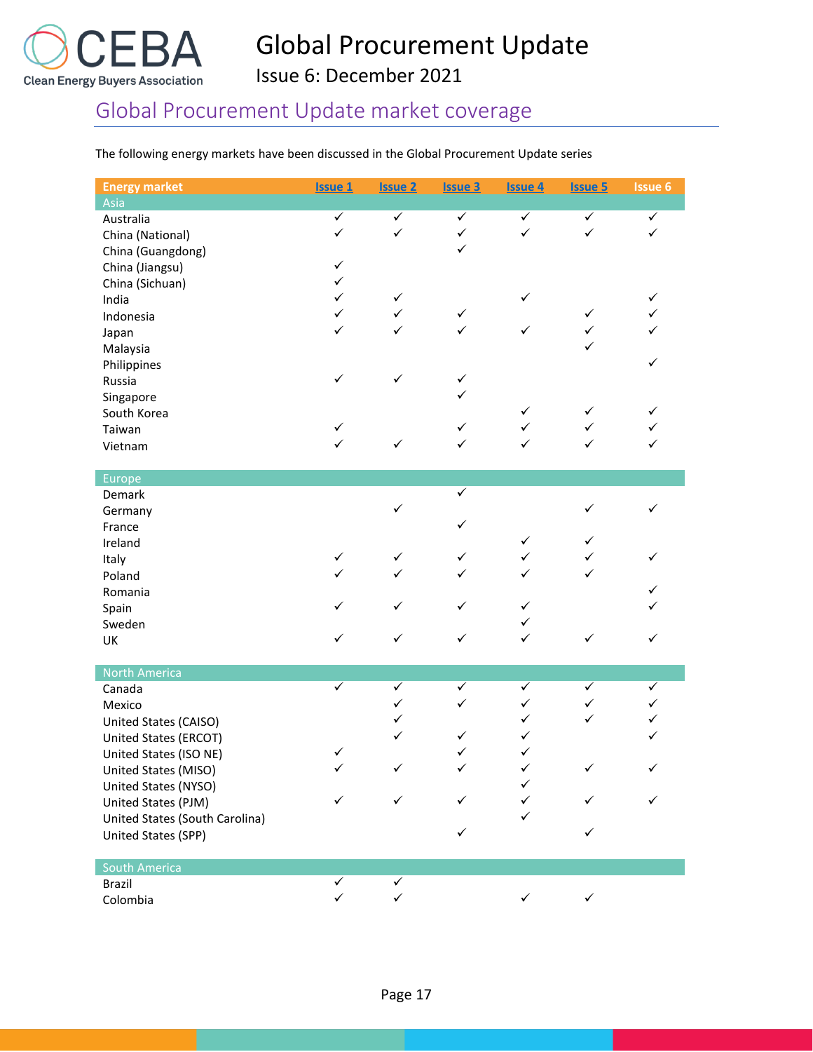## Global Procurement Update market coverage

The following energy markets have been discussed in the Global Procurement Update series

| Energy market | Issue 1 | Issue 2 | Issue 3 | Issue 4 | Issue 5 | Issue 6 |
|---|---|---|---|---|---|---|
| **Asia** | | | | | | |
| Australia | ✓ | ✓ | ✓ | ✓ | ✓ | ✓ |
| China (National) | ✓ | ✓ | ✓ | ✓ | ✓ | ✓ |
| China (Guangdong) | | | ✓ | | | |
| China (Jiangsu) | ✓ | | | | | |
| China (Sichuan) | ✓ | | | | | |
| India | ✓ | ✓ | | ✓ | | ✓ |
| Indonesia | ✓ | ✓ | ✓ | | ✓ | ✓ |
| Japan | ✓ | ✓ | ✓ | ✓ | ✓ | ✓ |
| Malaysia | | | | | ✓ | |
| Philippines | | | | | | ✓ |
| Russia | ✓ | ✓ | ✓ | | | |
| Singapore | | | ✓ | | | |
| South Korea | | | | ✓ | ✓ | ✓ |
| Taiwan | ✓ | | ✓ | ✓ | ✓ | ✓ |
| Vietnam | ✓ | ✓ | ✓ | ✓ | ✓ | ✓ |
| **Europe** | | | | | | |
| Demark | | | ✓ | | | |
| Germany | | ✓ | | | ✓ | ✓ |
| France | | | ✓ | | | |
| Ireland | | | | ✓ | ✓ | |
| Italy | ✓ | ✓ | ✓ | ✓ | ✓ | ✓ |
| Poland | ✓ | ✓ | ✓ | ✓ | ✓ | |
| Romania | | | | | | ✓ |
| Spain | ✓ | ✓ | ✓ | ✓ | | ✓ |
| Sweden | | | | ✓ | | |
| UK | ✓ | ✓ | ✓ | ✓ | ✓ | ✓ |
| **North America** | | | | | | |
| Canada | ✓ | ✓ | ✓ | ✓ | ✓ | ✓ |
| Mexico | | ✓ | ✓ | ✓ | ✓ | ✓ |
| United States (CAISO) | | ✓ | | ✓ | ✓ | ✓ |
| United States (ERCOT) | | ✓ | ✓ | ✓ | | ✓ |
| United States (ISO NE) | ✓ | | ✓ | ✓ | | |
| United States (MISO) | ✓ | ✓ | ✓ | ✓ | ✓ | ✓ |
| United States (NYSO) | | | | ✓ | | |
| United States (PJM) | ✓ | ✓ | ✓ | ✓ | ✓ | ✓ |
| United States (South Carolina) | | | | ✓ | | |
| United States (SPP) | | | ✓ | | ✓ | |
| **South America** | | | | | | |
| Brazil | ✓ | ✓ | | | | |
| Colombia | ✓ | ✓ | | ✓ | ✓ | |